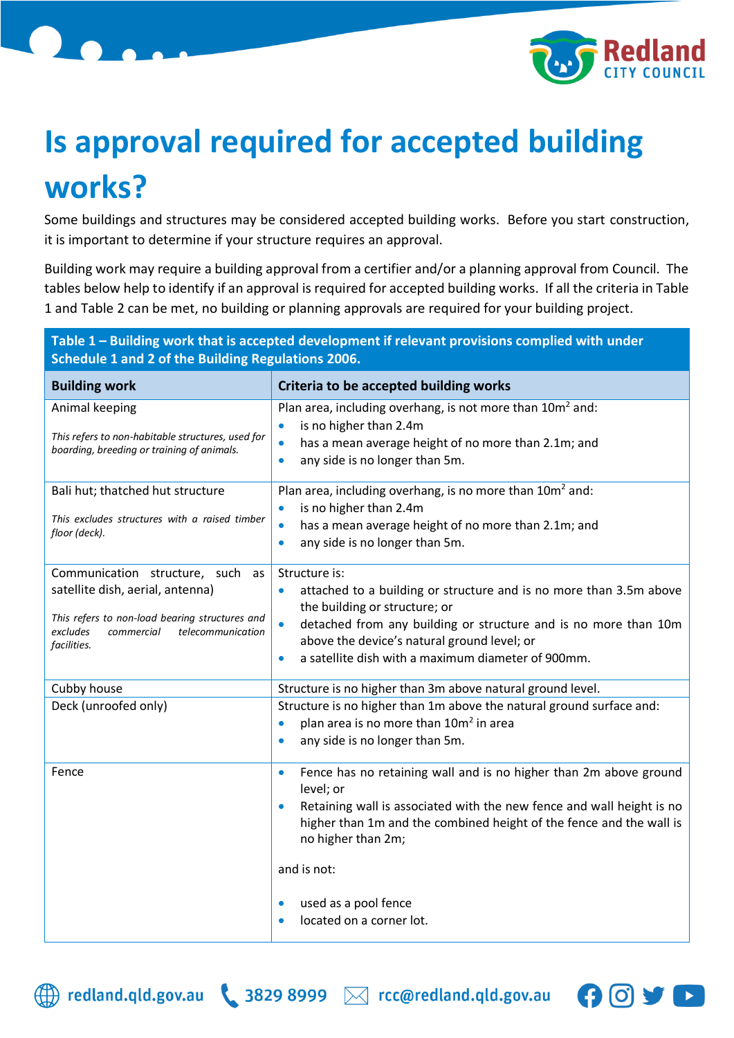# Is approval required for accepted building works?

Some buildings and structures may be considered accepted building works. Before you start construction, it is important to determine if your structure requires an approval.

Building work may require a building approval from a certifier and/or a planning approval from Council. The tables below help to identify if an approval is required for accepted building works. If all the criteria in Table 1 and Table 2 can be met, no building or planning approvals are required for your building project.

**Table 1 – Building work that is accepted development if relevant provisions complied with under Schedule 1 and 2 of the Building Regulations 2006.**

| Building work | Criteria to be accepted building works |
|---|---|
| Animal keeping<br><br>*This refers to non-habitable structures, used for boarding, breeding or training of animals.* | Plan area, including overhang, is not more than 10m$^2$ and:<br>• is no higher than 2.4m<br>• has a mean average height of no more than 2.1m; and<br>• any side is no longer than 5m. |
| Bali hut; thatched hut structure<br><br>*This excludes structures with a raised timber floor (deck).* | Plan area, including overhang, is no more than 10m$^2$ and:<br>• is no higher than 2.4m<br>• has a mean average height of no more than 2.1m; and<br>• any side is no longer than 5m. |
| Communication structure, such as satellite dish, aerial, antenna)<br><br>*This refers to non-load bearing structures and excludes commercial telecommunication facilities.* | Structure is:<br>• attached to a building or structure and is no more than 3.5m above the building or structure; or<br>• detached from any building or structure and is no more than 10m above the device's natural ground level; or<br>• a satellite dish with a maximum diameter of 900mm. |
| Cubby house | Structure is no higher than 3m above natural ground level. |
| Deck (unroofed only) | Structure is no higher than 1m above the natural ground surface and:<br>• plan area is no more than 10m$^2$ in area<br>• any side is no longer than 5m. |
| Fence | • Fence has no retaining wall and is no higher than 2m above ground level; or<br>• Retaining wall is associated with the new fence and wall height is no higher than 1m and the combined height of the fence and the wall is no higher than 2m;<br><br>and is not:<br><br>• used as a pool fence<br>• located on a corner lot. |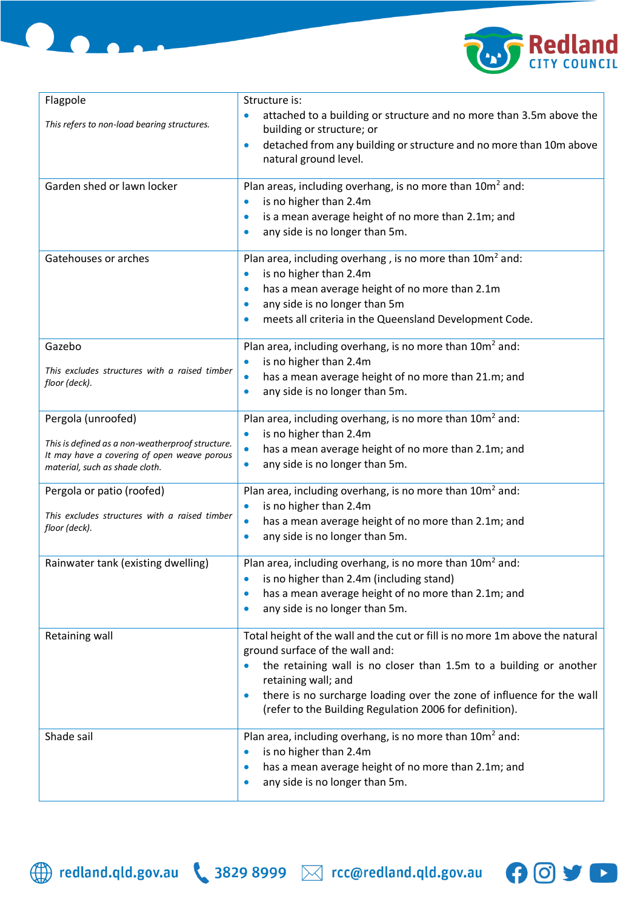| | |
|---|---|
| Flagpole<br><br>*This refers to non-load bearing structures.* | Structure is:<br>• attached to a building or structure and no more than 3.5m above the building or structure; or<br>• detached from any building or structure and no more than 10m above natural ground level. |
| Garden shed or lawn locker | Plan areas, including overhang, is no more than 10m$^2$ and:<br>• is no higher than 2.4m<br>• is a mean average height of no more than 2.1m; and<br>• any side is no longer than 5m. |
| Gatehouses or arches | Plan area, including overhang , is no more than 10m$^2$ and:<br>• is no higher than 2.4m<br>• has a mean average height of no more than 2.1m<br>• any side is no longer than 5m<br>• meets all criteria in the Queensland Development Code. |
| Gazebo<br><br>*This excludes structures with a raised timber floor (deck).* | Plan area, including overhang, is no more than 10m$^2$ and:<br>• is no higher than 2.4m<br>• has a mean average height of no more than 21.m; and<br>• any side is no longer than 5m. |
| Pergola (unroofed)<br><br>*This is defined as a non-weatherproof structure. It may have a covering of open weave porous material, such as shade cloth.* | Plan area, including overhang, is no more than 10m$^2$ and:<br>• is no higher than 2.4m<br>• has a mean average height of no more than 2.1m; and<br>• any side is no longer than 5m. |
| Pergola or patio (roofed)<br><br>*This excludes structures with a raised timber floor (deck).* | Plan area, including overhang, is no more than 10m$^2$ and:<br>• is no higher than 2.4m<br>• has a mean average height of no more than 2.1m; and<br>• any side is no longer than 5m. |
| Rainwater tank (existing dwelling) | Plan area, including overhang, is no more than 10m$^2$ and:<br>• is no higher than 2.4m (including stand)<br>• has a mean average height of no more than 2.1m; and<br>• any side is no longer than 5m. |
| Retaining wall | Total height of the wall and the cut or fill is no more 1m above the natural ground surface of the wall and:<br>• the retaining wall is no closer than 1.5m to a building or another retaining wall; and<br>• there is no surcharge loading over the zone of influence for the wall (refer to the Building Regulation 2006 for definition). |
| Shade sail | Plan area, including overhang, is no more than 10m$^2$ and:<br>• is no higher than 2.4m<br>• has a mean average height of no more than 2.1m; and<br>• any side is no longer than 5m. |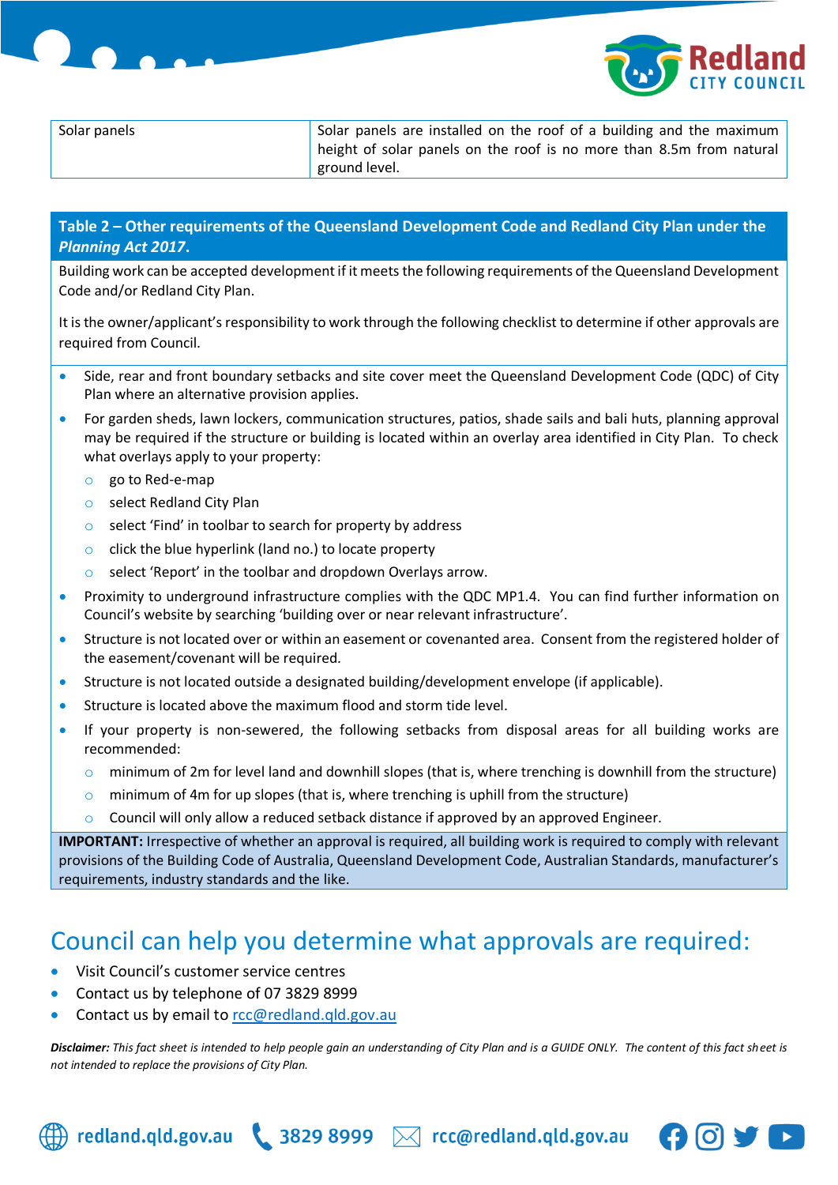| | |
|---|---|
| Solar panels | Solar panels are installed on the roof of a building and the maximum height of solar panels on the roof is no more than 8.5m from natural ground level. |

**Table 2 – Other requirements of the Queensland Development Code and Redland City Plan under the *Planning Act 2017*.**

Building work can be accepted development if it meets the following requirements of the Queensland Development Code and/or Redland City Plan.

It is the owner/applicant's responsibility to work through the following checklist to determine if other approvals are required from Council.

- Side, rear and front boundary setbacks and site cover meet the Queensland Development Code (QDC) of City Plan where an alternative provision applies.
- For garden sheds, lawn lockers, communication structures, patios, shade sails and bali huts, planning approval may be required if the structure or building is located within an overlay area identified in City Plan. To check what overlays apply to your property:
    - go to Red-e-map
    - select Redland City Plan
    - select 'Find' in toolbar to search for property by address
    - click the blue hyperlink (land no.) to locate property
    - select 'Report' in the toolbar and dropdown Overlays arrow.
- Proximity to underground infrastructure complies with the QDC MP1.4. You can find further information on Council's website by searching 'building over or near relevant infrastructure'.
- Structure is not located over or within an easement or covenanted area. Consent from the registered holder of the easement/covenant will be required.
- Structure is not located outside a designated building/development envelope (if applicable).
- Structure is located above the maximum flood and storm tide level.
- If your property is non-sewered, the following setbacks from disposal areas for all building works are recommended:
    - minimum of 2m for level land and downhill slopes (that is, where trenching is downhill from the structure)
    - minimum of 4m for up slopes (that is, where trenching is uphill from the structure)
    - Council will only allow a reduced setback distance if approved by an approved Engineer.

**IMPORTANT:** Irrespective of whether an approval is required, all building work is required to comply with relevant provisions of the Building Code of Australia, Queensland Development Code, Australian Standards, manufacturer's requirements, industry standards and the like.

## Council can help you determine what approvals are required:

- Visit Council's customer service centres
- Contact us by telephone of 07 3829 8999
- Contact us by email to rcc@redland.qld.gov.au

***Disclaimer:*** *This fact sheet is intended to help people gain an understanding of City Plan and is a GUIDE ONLY. The content of this fact sheet is not intended to replace the provisions of City Plan.*

redland.qld.gov.au 3829 8999 rcc@redland.qld.gov.au